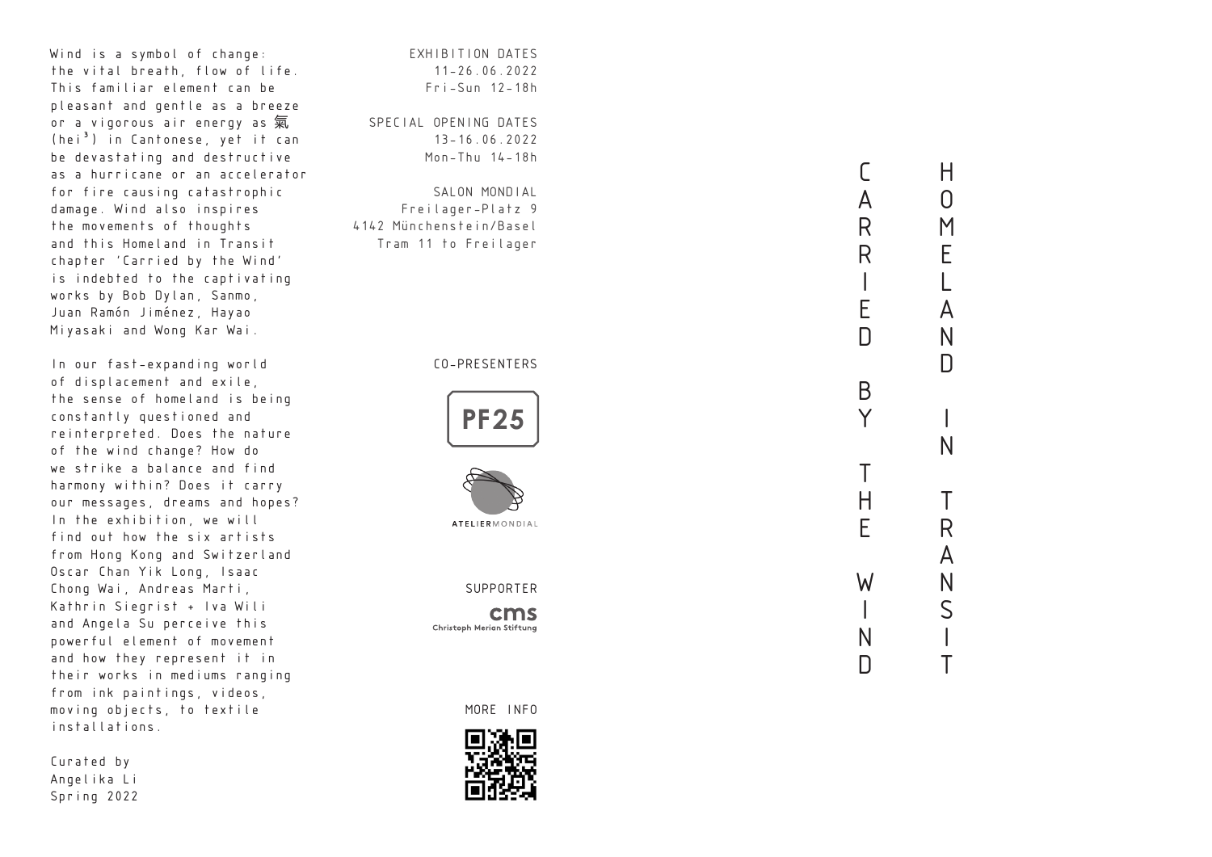# Carried by the Wind

## Homeland in Transit

Wind is a symbol of change: the vital breath, flow of life. This familiar element can be pleasant and gentle as a breeze or a vigorous air energy as 氣 (hei³) in Cantonese, yet it can be devastating and destructive as a hurricane or an accelerator for fire causing catastrophic damage. Wind also inspires the movements of thoughts and this Homeland in Transit chapter 'Carried by the Wind' is indebted to the captivating works by Bob Dylan, Sanmo, Juan Ramón Jiménez, Hayao Miyasaki and Wong Kar Wai.

In our fast-expanding world of displacement and exile, the sense of homeland is being constantly questioned and reinterpreted. Does the nature of the wind change? How do we strike a balance and find harmony within? Does it carry our messages, dreams and hopes? In the exhibition, we will find out how the six artists from Hong Kong and Switzerland Oscar Chan Yik Long, Isaac Chong Wai, Andreas Marti, Kathrin Siegrist + Iva Wili and Angela Su perceive this powerful element of movement and how they represent it in their works in mediums ranging from ink paintings, videos, moving objects, to textile installations.

Curated by
Angelika Li
Spring 2022

EXHIBITION DATES
11-26.06.2022
Fri-Sun 12-18h

SPECIAL OPENING DATES
13-16.06.2022
Mon-Thu 14-18h

SALON MONDIAL
Freilager-Platz 9
4142 Münchenstein/Basel
Tram 11 to Freilager

CO-PRESENTERS

PF25

ATELIERMONDIAL

SUPPORTER

cms
Christoph Merian Stiftung

MORE INFO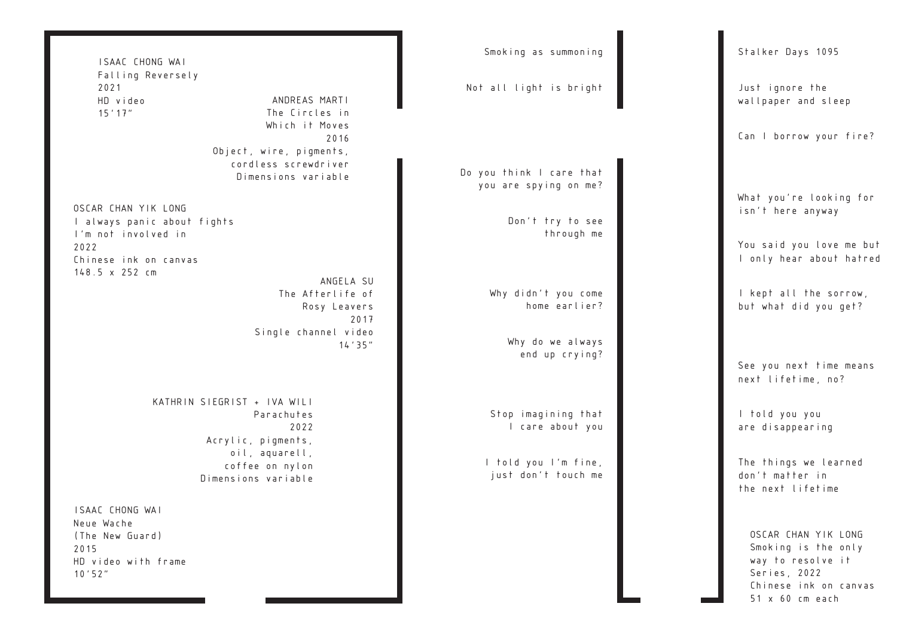ISAAC CHONG WAI
Falling Reversely
2021
HD video
15'17"

ANDREAS MARTI
The Circles in
Which it Moves
2016
Object, wire, pigments,
cordless screwdriver
Dimensions variable

OSCAR CHAN YIK LONG
I always panic about fights
I'm not involved in
2022
Chinese ink on canvas
148.5 x 252 cm

ANGELA SU
The Afterlife of
Rosy Leavers
2017
Single channel video
14'35"

KATHRIN SIEGRIST + IVA WILI
Parachutes
2022
Acrylic, pigments,
oil, aquarell,
coffee on nylon
Dimensions variable

ISAAC CHONG WAI
Neue Wache
(The New Guard)
2015
HD video with frame
10'52"

Smoking as summoning

Not all light is bright

Do you think I care that
you are spying on me?

Don't try to see
through me

Why didn't you come
home earlier?

Why do we always
end up crying?

Stop imagining that
I care about you

I told you I'm fine,
just don't touch me

Stalker Days 1095

Just ignore the
wallpaper and sleep

Can I borrow your fire?

What you're looking for
isn't here anyway

You said you love me but
I only hear about hatred

I kept all the sorrow,
but what did you get?

See you next time means
next lifetime, no?

I told you you
are disappearing

The things we learned
don't matter in
the next lifetime

OSCAR CHAN YIK LONG
Smoking is the only
way to resolve it
Series, 2022
Chinese ink on canvas
51 x 60 cm each